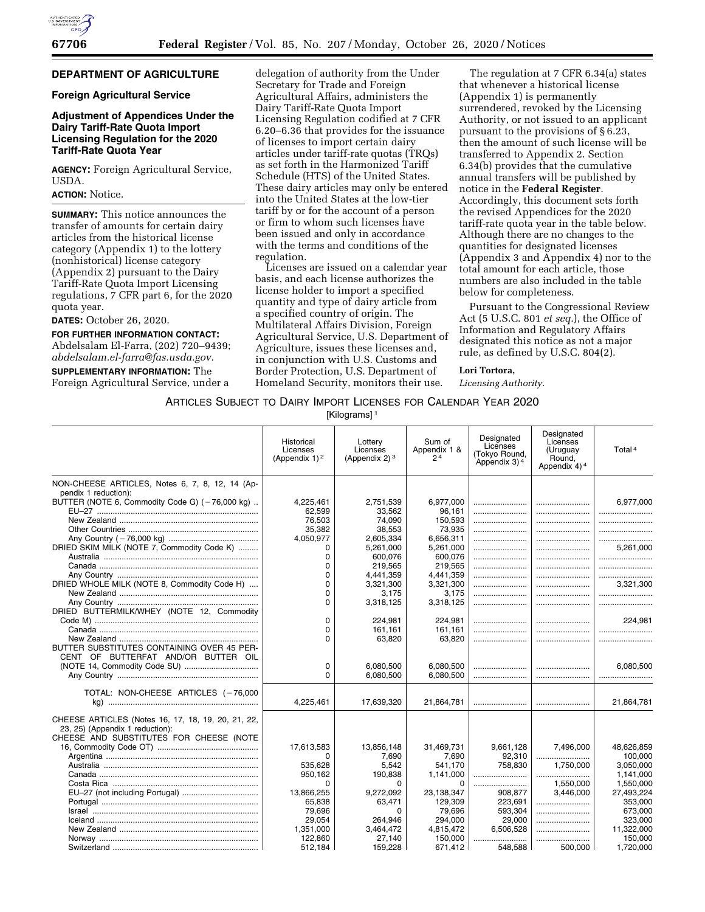## DEPARTMENT OF AGRICULTURE

### Foreign Agricultural Service

### Adjustment of Appendices Under the Dairy Tariff-Rate Quota Import Licensing Regulation for the 2020 Tariff-Rate Quota Year

**AGENCY:** Foreign Agricultural Service, USDA.

**ACTION:** Notice.

**SUMMARY:** This notice announces the transfer of amounts for certain dairy articles from the historical license category (Appendix 1) to the lottery (nonhistorical) license category (Appendix 2) pursuant to the Dairy Tariff-Rate Quota Import Licensing regulations, 7 CFR part 6, for the 2020 quota year.

**DATES:** October 26, 2020.

**FOR FURTHER INFORMATION CONTACT:** Abdelsalam El-Farra, (202) 720–9439; *abdelsalam.el-farra@fas.usda.gov.*

**SUPPLEMENTARY INFORMATION:** The Foreign Agricultural Service, under a delegation of authority from the Under Secretary for Trade and Foreign Agricultural Affairs, administers the Dairy Tariff-Rate Quota Import Licensing Regulation codified at 7 CFR 6.20–6.36 that provides for the issuance of licenses to import certain dairy articles under tariff-rate quotas (TRQs) as set forth in the Harmonized Tariff Schedule (HTS) of the United States. These dairy articles may only be entered into the United States at the low-tier tariff by or for the account of a person or firm to whom such licenses have been issued and only in accordance with the terms and conditions of the regulation.

Licenses are issued on a calendar year basis, and each license authorizes the license holder to import a specified quantity and type of dairy article from a specified country of origin. The Multilateral Affairs Division, Foreign Agricultural Service, U.S. Department of Agriculture, issues these licenses and, in conjunction with U.S. Customs and Border Protection, U.S. Department of Homeland Security, monitors their use.

The regulation at 7 CFR 6.34(a) states that whenever a historical license (Appendix 1) is permanently surrendered, revoked by the Licensing Authority, or not issued to an applicant pursuant to the provisions of § 6.23, then the amount of such license will be transferred to Appendix 2. Section 6.34(b) provides that the cumulative annual transfers will be published by notice in the **Federal Register**. Accordingly, this document sets forth the revised Appendices for the 2020 tariff-rate quota year in the table below. Although there are no changes to the quantities for designated licenses (Appendix 3 and Appendix 4) nor to the total amount for each article, those numbers are also included in the table below for completeness.

Pursuant to the Congressional Review Act (5 U.S.C. 801 *et seq.*), the Office of Information and Regulatory Affairs designated this notice as not a major rule, as defined by U.S.C. 804(2).

**Lori Tortora,**

*Licensing Authority.*

ARTICLES SUBJECT TO DAIRY IMPORT LICENSES FOR CALENDAR YEAR 2020

[Kilograms][1]

| | Historical Licenses (Appendix 1)[2] | Lottery Licenses (Appendix 2)[3] | Sum of Appendix 1 & 2[4] | Designated Licenses (Tokyo Round, Appendix 3)[4] | Designated Licenses (Uruguay Round, Appendix 4)[4] | Total[4] |
|---|---|---|---|---|---|---|
| NON-CHEESE ARTICLES, Notes 6, 7, 8, 12, 14 (Appendix 1 reduction): | | | | | | |
| BUTTER (NOTE 6, Commodity Code G) (−76,000 kg) | 4,225,461 | 2,751,539 | 6,977,000 | | | 6,977,000 |
| EU–27 | 62,599 | 33,562 | 96,161 | | | |
| New Zealand | 76,503 | 74,090 | 150,593 | | | |
| Other Countries | 35,382 | 38,553 | 73,935 | | | |
| Any Country (−76,000 kg) | 4,050,977 | 2,605,334 | 6,656,311 | | | |
| DRIED SKIM MILK (NOTE 7, Commodity Code K) | 0 | 5,261,000 | 5,261,000 | | | 5,261,000 |
| Australia | 0 | 600,076 | 600,076 | | | |
| Canada | 0 | 219,565 | 219,565 | | | |
| Any Country | 0 | 4,441,359 | 4,441,359 | | | |
| DRIED WHOLE MILK (NOTE 8, Commodity Code H) | 0 | 3,321,300 | 3,321,300 | | | 3,321,300 |
| New Zealand | 0 | 3,175 | 3,175 | | | |
| Any Country | 0 | 3,318,125 | 3,318,125 | | | |
| DRIED BUTTERMILK/WHEY (NOTE 12, Commodity Code M) | 0 | 224,981 | 224,981 | | | 224,981 |
| Canada | 0 | 161,161 | 161,161 | | | |
| New Zealand | 0 | 63,820 | 63,820 | | | |
| BUTTER SUBSTITUTES CONTAINING OVER 45 PERCENT OF BUTTERFAT AND/OR BUTTER OIL (NOTE 14, Commodity Code SU) | 0 | 6,080,500 | 6,080,500 | | | 6,080,500 |
| Any Country | 0 | 6,080,500 | 6,080,500 | | | |
| TOTAL: NON-CHEESE ARTICLES (−76,000 kg) | 4,225,461 | 17,639,320 | 21,864,781 | | | 21,864,781 |
| CHEESE ARTICLES (Notes 16, 17, 18, 19, 20, 21, 22, 23, 25) (Appendix 1 reduction): | | | | | | |
| CHEESE AND SUBSTITUTES FOR CHEESE (NOTE 16, Commodity Code OT) | 17,613,583 | 13,856,148 | 31,469,731 | 9,661,128 | 7,496,000 | 48,626,859 |
| Argentina | 0 | 7,690 | 7,690 | 92,310 | | 100,000 |
| Australia | 535,628 | 5,542 | 541,170 | 758,830 | 1,750,000 | 3,050,000 |
| Canada | 950,162 | 190,838 | 1,141,000 | | | 1,141,000 |
| Costa Rica | 0 | 0 | 0 | | 1,550,000 | 1,550,000 |
| EU–27 (not including Portugal) | 13,866,255 | 9,272,092 | 23,138,347 | 908,877 | 3,446,000 | 27,493,224 |
| Portugal | 65,838 | 63,471 | 129,309 | 223,691 | | 353,000 |
| Israel | 79,696 | 0 | 79,696 | 593,304 | | 673,000 |
| Iceland | 29,054 | 264,946 | 294,000 | 29,000 | | 323,000 |
| New Zealand | 1,351,000 | 3,464,472 | 4,815,472 | 6,506,528 | | 11,322,000 |
| Norway | 122,860 | 27,140 | 150,000 | | | 150,000 |
| Switzerland | 512,184 | 159,228 | 671,412 | 548,588 | 500,000 | 1,720,000 |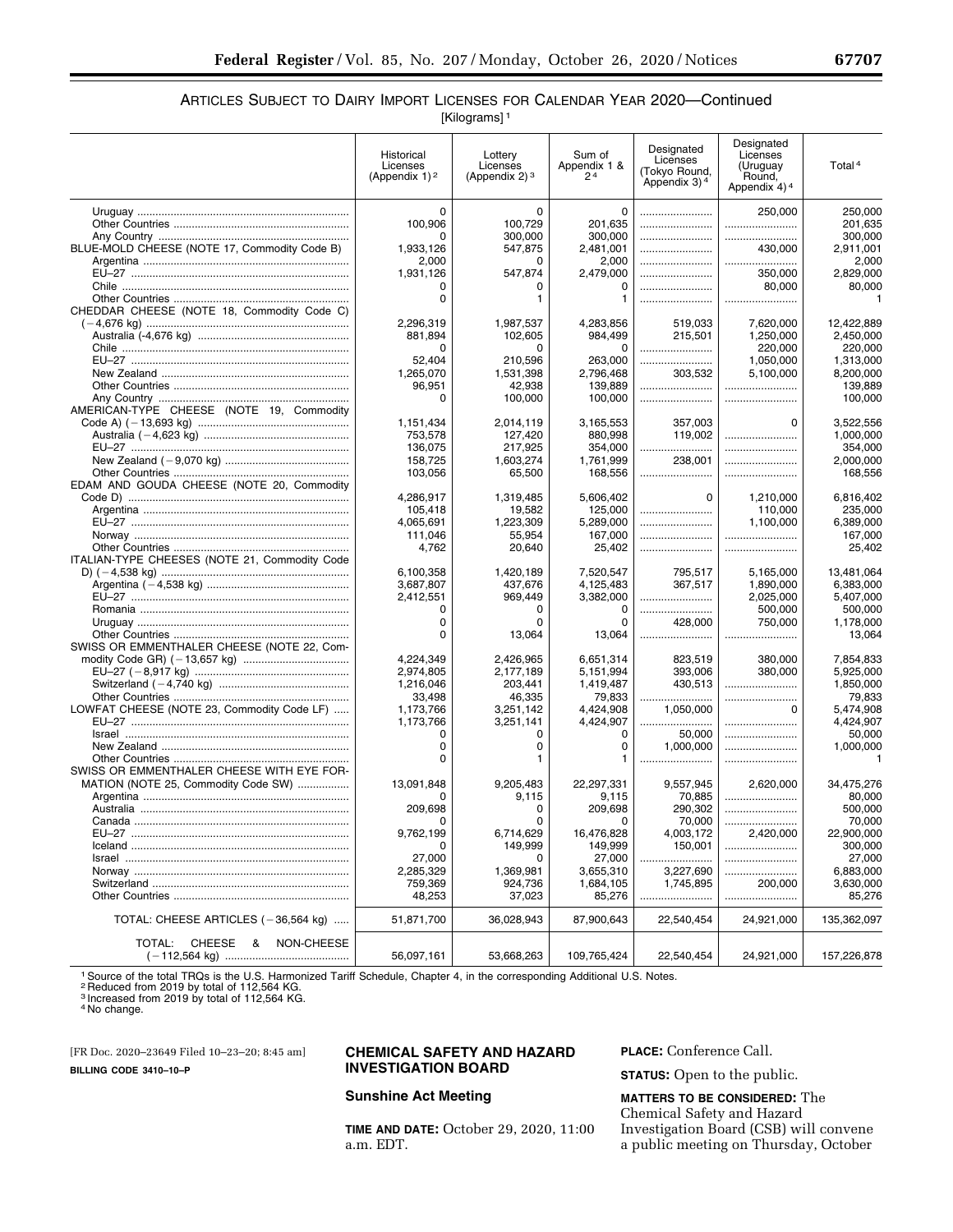## ARTICLES SUBJECT TO DAIRY IMPORT LICENSES FOR CALENDAR YEAR 2020—Continued

[Kilograms] [1]

| | Historical Licenses (Appendix 1) [2] | Lottery Licenses (Appendix 2) [3] | Sum of Appendix 1 & 2 [4] | Designated Licenses (Tokyo Round, Appendix 3) [4] | Designated Licenses (Uruguay Round, Appendix 4) [4] | Total [4] |
|---|---|---|---|---|---|---|
| Uruguay | 0 | 0 | 0 | | 250,000 | 250,000 |
| Other Countries | 100,906 | 100,729 | 201,635 | | | 201,635 |
| Any Country | 0 | 300,000 | 300,000 | | | 300,000 |
| BLUE-MOLD CHEESE (NOTE 17, Commodity Code B) | 1,933,126 | 547,875 | 2,481,001 | | 430,000 | 2,911,001 |
| Argentina | 2,000 | 0 | 2,000 | | | 2,000 |
| EU–27 | 1,931,126 | 547,874 | 2,479,000 | | 350,000 | 2,829,000 |
| Chile | 0 | 0 | 0 | | 80,000 | 80,000 |
| Other Countries | 0 | 1 | 1 | | | 1 |
| CHEDDAR CHEESE (NOTE 18, Commodity Code C) (−4,676 kg) | 2,296,319 | 1,987,537 | 4,283,856 | 519,033 | 7,620,000 | 12,422,889 |
| Australia (-4,676 kg) | 881,894 | 102,605 | 984,499 | 215,501 | 1,250,000 | 2,450,000 |
| Chile | 0 | 0 | 0 | | 220,000 | 220,000 |
| EU–27 | 52,404 | 210,596 | 263,000 | | 1,050,000 | 1,313,000 |
| New Zealand | 1,265,070 | 1,531,398 | 2,796,468 | 303,532 | 5,100,000 | 8,200,000 |
| Other Countries | 96,951 | 42,938 | 139,889 | | | 139,889 |
| Any Country | 0 | 100,000 | 100,000 | | | 100,000 |
| AMERICAN-TYPE CHEESE (NOTE 19, Commodity Code A) (−13,693 kg) | 1,151,434 | 2,014,119 | 3,165,553 | 357,003 | 0 | 3,522,556 |
| Australia (−4,623 kg) | 753,578 | 127,420 | 880,998 | 119,002 | | 1,000,000 |
| EU–27 | 136,075 | 217,925 | 354,000 | | | 354,000 |
| New Zealand (−9,070 kg) | 158,725 | 1,603,274 | 1,761,999 | 238,001 | | 2,000,000 |
| Other Countries | 103,056 | 65,500 | 168,556 | | | 168,556 |
| EDAM AND GOUDA CHEESE (NOTE 20, Commodity Code D) | 4,286,917 | 1,319,485 | 5,606,402 | 0 | 1,210,000 | 6,816,402 |
| Argentina | 105,418 | 19,582 | 125,000 | | 110,000 | 235,000 |
| EU–27 | 4,065,691 | 1,223,309 | 5,289,000 | | 1,100,000 | 6,389,000 |
| Norway | 111,046 | 55,954 | 167,000 | | | 167,000 |
| Other Countries | 4,762 | 20,640 | 25,402 | | | 25,402 |
| ITALIAN-TYPE CHEESES (NOTE 21, Commodity Code D) (−4,538 kg) | 6,100,358 | 1,420,189 | 7,520,547 | 795,517 | 5,165,000 | 13,481,064 |
| Argentina (−4,538 kg) | 3,687,807 | 437,676 | 4,125,483 | 367,517 | 1,890,000 | 6,383,000 |
| EU–27 | 2,412,551 | 969,449 | 3,382,000 | | 2,025,000 | 5,407,000 |
| Romania | 0 | 0 | 0 | | 500,000 | 500,000 |
| Uruguay | 0 | 0 | 0 | 428,000 | 750,000 | 1,178,000 |
| Other Countries | 0 | 13,064 | 13,064 | | | 13,064 |
| SWISS OR EMMENTHALER CHEESE (NOTE 22, Commodity Code GR) (−13,657 kg) | 4,224,349 | 2,426,965 | 6,651,314 | 823,519 | 380,000 | 7,854,833 |
| EU–27 (−8,917 kg) | 2,974,805 | 2,177,189 | 5,151,994 | 393,006 | 380,000 | 5,925,000 |
| Switzerland (−4,740 kg) | 1,216,046 | 203,441 | 1,419,487 | 430,513 | | 1,850,000 |
| Other Countries | 33,498 | 46,335 | 79,833 | | | 79,833 |
| LOWFAT CHEESE (NOTE 23, Commodity Code LF) | 1,173,766 | 3,251,142 | 4,424,908 | 1,050,000 | 0 | 5,474,908 |
| EU–27 | 1,173,766 | 3,251,141 | 4,424,907 | | | 4,424,907 |
| Israel | 0 | 0 | 0 | 50,000 | | 50,000 |
| New Zealand | 0 | 0 | 0 | 1,000,000 | | 1,000,000 |
| Other Countries | 0 | 1 | 1 | | | 1 |
| SWISS OR EMMENTHALER CHEESE WITH EYE FORMATION (NOTE 25, Commodity Code SW) | 13,091,848 | 9,205,483 | 22,297,331 | 9,557,945 | 2,620,000 | 34,475,276 |
| Argentina | 0 | 9,115 | 9,115 | 70,885 | | 80,000 |
| Australia | 209,698 | 0 | 209,698 | 290,302 | | 500,000 |
| Canada | 0 | 0 | 0 | 70,000 | | 70,000 |
| EU–27 | 9,762,199 | 6,714,629 | 16,476,828 | 4,003,172 | 2,420,000 | 22,900,000 |
| Iceland | 0 | 149,999 | 149,999 | 150,001 | | 300,000 |
| Israel | 27,000 | 0 | 27,000 | | | 27,000 |
| Norway | 2,285,329 | 1,369,981 | 3,655,310 | 3,227,690 | | 6,883,000 |
| Switzerland | 759,369 | 924,736 | 1,684,105 | 1,745,895 | 200,000 | 3,630,000 |
| Other Countries | 48,253 | 37,023 | 85,276 | | | 85,276 |
| TOTAL: CHEESE ARTICLES (−36,564 kg) | 51,871,700 | 36,028,943 | 87,900,643 | 22,540,454 | 24,921,000 | 135,362,097 |
| TOTAL: CHEESE & NON-CHEESE (−112,564 kg) | 56,097,161 | 53,668,263 | 109,765,424 | 22,540,454 | 24,921,000 | 157,226,878 |

[1] Source of the total TRQs is the U.S. Harmonized Tariff Schedule, Chapter 4, in the corresponding Additional U.S. Notes.
[2] Reduced from 2019 by total of 112,564 KG.
[3] Increased from 2019 by total of 112,564 KG.
[4] No change.

[FR Doc. 2020–23649 Filed 10–23–20; 8:45 am]

**BILLING CODE 3410–10–P**

## CHEMICAL SAFETY AND HAZARD INVESTIGATION BOARD

### Sunshine Act Meeting

**TIME AND DATE:** October 29, 2020, 11:00 a.m. EDT.

**PLACE:** Conference Call.

**STATUS:** Open to the public.

**MATTERS TO BE CONSIDERED:** The Chemical Safety and Hazard Investigation Board (CSB) will convene a public meeting on Thursday, October